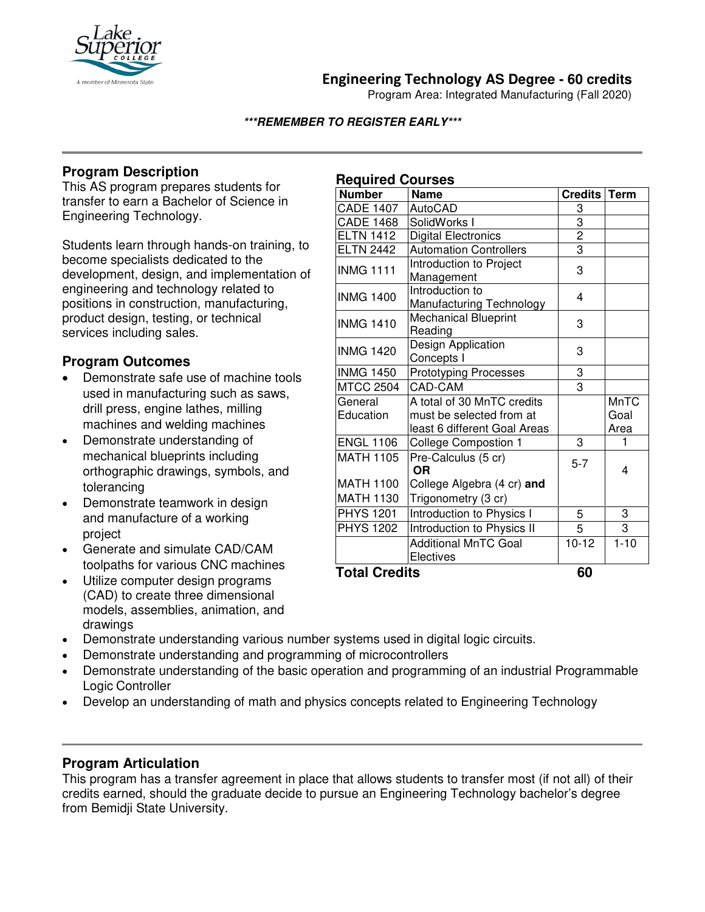# Engineering Technology AS Degree - 60 credits

Program Area: Integrated Manufacturing (Fall 2020)

***REMEMBER TO REGISTER EARLY***

## Program Description

This AS program prepares students for transfer to earn a Bachelor of Science in Engineering Technology.

Students learn through hands-on training, to become specialists dedicated to the development, design, and implementation of engineering and technology related to positions in construction, manufacturing, product design, testing, or technical services including sales.

## Program Outcomes

- Demonstrate safe use of machine tools used in manufacturing such as saws, drill press, engine lathes, milling machines and welding machines
- Demonstrate understanding of mechanical blueprints including orthographic drawings, symbols, and tolerancing
- Demonstrate teamwork in design and manufacture of a working project
- Generate and simulate CAD/CAM toolpaths for various CNC machines
- Utilize computer design programs (CAD) to create three dimensional models, assemblies, animation, and drawings
- Demonstrate understanding various number systems used in digital logic circuits.
- Demonstrate understanding and programming of microcontrollers
- Demonstrate understanding of the basic operation and programming of an industrial Programmable Logic Controller
- Develop an understanding of math and physics concepts related to Engineering Technology

## Required Courses

| Number | Name | Credits | Term |
|---|---|---|---|
| CADE 1407 | AutoCAD | 3 | |
| CADE 1468 | SolidWorks I | 3 | |
| ELTN 1412 | Digital Electronics | 2 | |
| ELTN 2442 | Automation Controllers | 3 | |
| INMG 1111 | Introduction to Project Management | 3 | |
| INMG 1400 | Introduction to Manufacturing Technology | 4 | |
| INMG 1410 | Mechanical Blueprint Reading | 3 | |
| INMG 1420 | Design Application Concepts I | 3 | |
| INMG 1450 | Prototyping Processes | 3 | |
| MTCC 2504 | CAD-CAM | 3 | |
| General Education | A total of 30 MnTC credits must be selected from at least 6 different Goal Areas | | MnTC Goal Area |
| ENGL 1106 | College Compostion 1 | 3 | 1 |
| MATH 1105 **OR** MATH 1100 MATH 1130 | Pre-Calculus (5 cr) **OR** College Algebra (4 cr) **and** Trigonometry (3 cr) | 5-7 | 4 |
| PHYS 1201 | Introduction to Physics I | 5 | 3 |
| PHYS 1202 | Introduction to Physics II | 5 | 3 |
| | Additional MnTC Goal Electives | 10-12 | 1-10 |
| **Total Credits** | | **60** | |

## Program Articulation

This program has a transfer agreement in place that allows students to transfer most (if not all) of their credits earned, should the graduate decide to pursue an Engineering Technology bachelor's degree from Bemidji State University.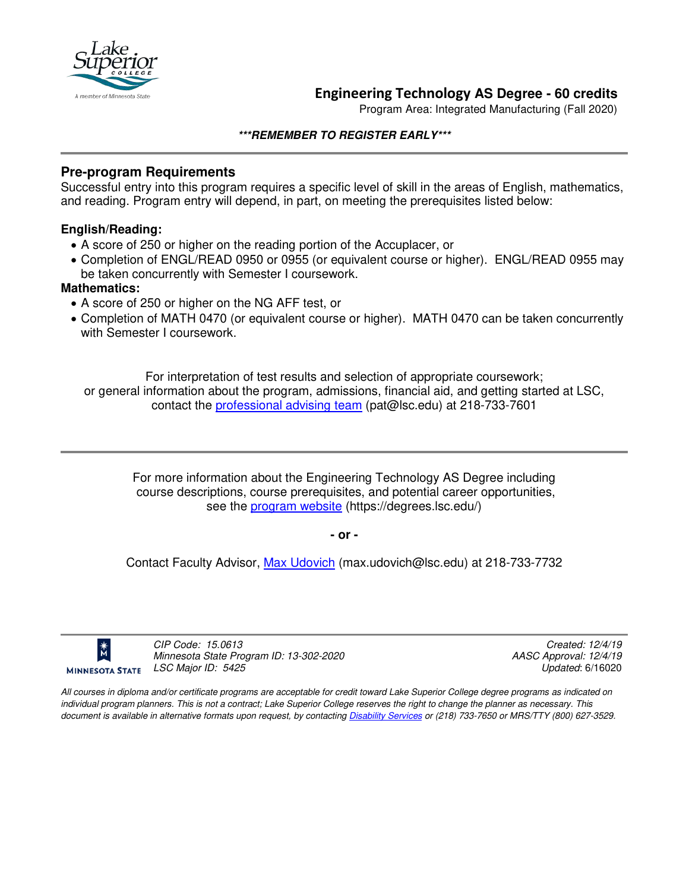**Engineering Technology AS Degree - 60 credits**

Program Area: Integrated Manufacturing (Fall 2020)

***\*\*\*REMEMBER TO REGISTER EARLY\*\*\****

## Pre-program Requirements

Successful entry into this program requires a specific level of skill in the areas of English, mathematics, and reading. Program entry will depend, in part, on meeting the prerequisites listed below:

**English/Reading:**

- A score of 250 or higher on the reading portion of the Accuplacer, or
- Completion of ENGL/READ 0950 or 0955 (or equivalent course or higher). ENGL/READ 0955 may be taken concurrently with Semester I coursework.

**Mathematics:**

- A score of 250 or higher on the NG AFF test, or
- Completion of MATH 0470 (or equivalent course or higher). MATH 0470 can be taken concurrently with Semester I coursework.

For interpretation of test results and selection of appropriate coursework; or general information about the program, admissions, financial aid, and getting started at LSC, contact the professional advising team (pat@lsc.edu) at 218-733-7601

For more information about the Engineering Technology AS Degree including course descriptions, course prerequisites, and potential career opportunities, see the program website (https://degrees.lsc.edu/)

**- or -**

Contact Faculty Advisor, Max Udovich (max.udovich@lsc.edu) at 218-733-7732

*CIP Code: 15.0613*
*Minnesota State Program ID: 13-302-2020*
*LSC Major ID: 5425*

*Created: 12/4/19*
*AASC Approval: 12/4/19*
*Updated: 6/16020*

*All courses in diploma and/or certificate programs are acceptable for credit toward Lake Superior College degree programs as indicated on individual program planners. This is not a contract; Lake Superior College reserves the right to change the planner as necessary. This document is available in alternative formats upon request, by contacting Disability Services or (218) 733-7650 or MRS/TTY (800) 627-3529.*